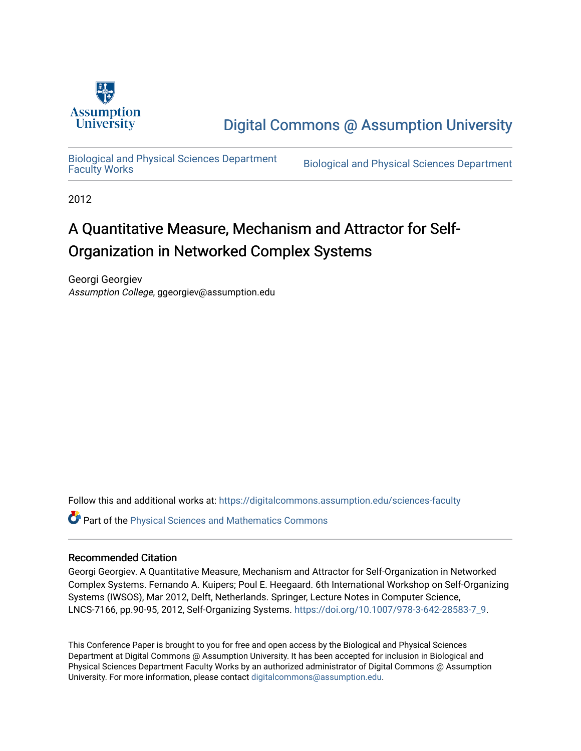Assumption University

Digital Commons @ Assumption University

Biological and Physical Sciences Department Faculty Works | Biological and Physical Sciences Department

2012

# A Quantitative Measure, Mechanism and Attractor for Self-Organization in Networked Complex Systems

Georgi Georgiev
*Assumption College*, ggeorgiev@assumption.edu

Follow this and additional works at: https://digitalcommons.assumption.edu/sciences-faculty

Part of the Physical Sciences and Mathematics Commons

## Recommended Citation

Georgi Georgiev. A Quantitative Measure, Mechanism and Attractor for Self-Organization in Networked Complex Systems. Fernando A. Kuipers; Poul E. Heegaard. 6th International Workshop on Self-Organizing Systems (IWSOS), Mar 2012, Delft, Netherlands. Springer, Lecture Notes in Computer Science, LNCS-7166, pp.90-95, 2012, Self-Organizing Systems. https://doi.org/10.1007/978-3-642-28583-7_9.

This Conference Paper is brought to you for free and open access by the Biological and Physical Sciences Department at Digital Commons @ Assumption University. It has been accepted for inclusion in Biological and Physical Sciences Department Faculty Works by an authorized administrator of Digital Commons @ Assumption University. For more information, please contact digitalcommons@assumption.edu.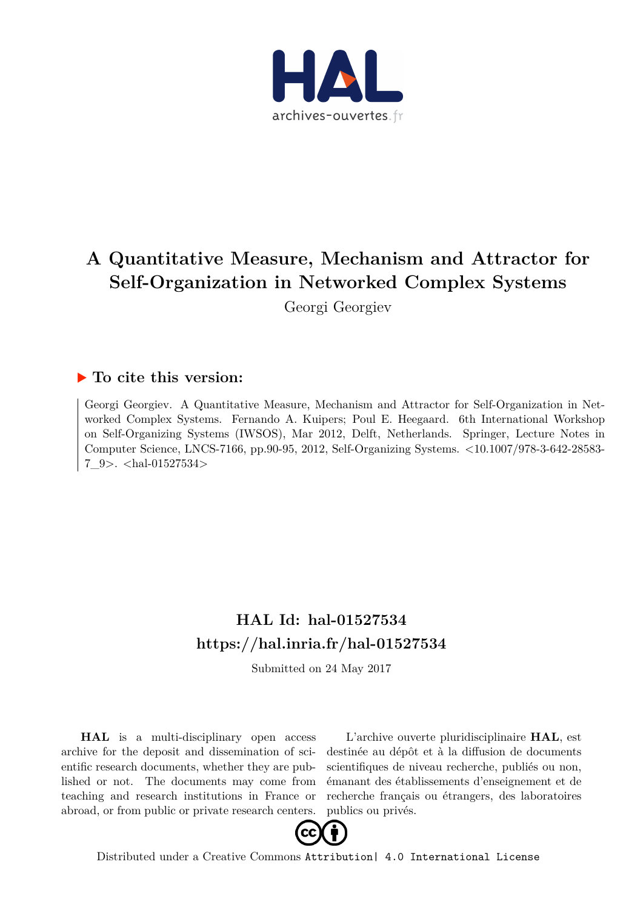# A Quantitative Measure, Mechanism and Attractor for Self-Organization in Networked Complex Systems

Georgi Georgiev

## To cite this version:

Georgi Georgiev. A Quantitative Measure, Mechanism and Attractor for Self-Organization in Networked Complex Systems. Fernando A. Kuipers; Poul E. Heegaard. 6th International Workshop on Self-Organizing Systems (IWSOS), Mar 2012, Delft, Netherlands. Springer, Lecture Notes in Computer Science, LNCS-7166, pp.90-95, 2012, Self-Organizing Systems. <10.1007/978-3-642-28583-7_9>. <hal-01527534>

## HAL Id: hal-01527534
## https://hal.inria.fr/hal-01527534

Submitted on 24 May 2017

**HAL** is a multi-disciplinary open access archive for the deposit and dissemination of scientific research documents, whether they are published or not. The documents may come from teaching and research institutions in France or abroad, or from public or private research centers.

L'archive ouverte pluridisciplinaire **HAL**, est destinée au dépôt et à la diffusion de documents scientifiques de niveau recherche, publiés ou non, émanant des établissements d'enseignement et de recherche français ou étrangers, des laboratoires publics ou privés.

Distributed under a Creative Commons Attribution| 4.0 International License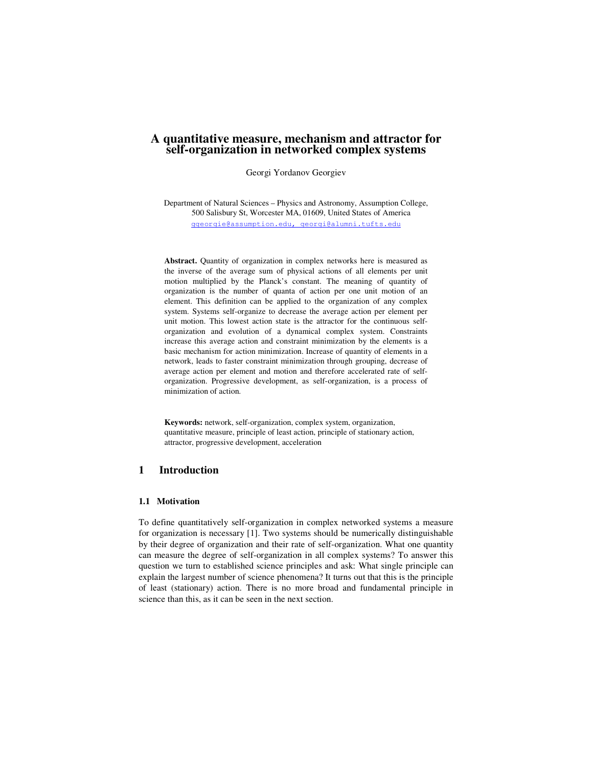# A quantitative measure, mechanism and attractor for self-organization in networked complex systems

Georgi Yordanov Georgiev

Department of Natural Sciences – Physics and Astronomy, Assumption College, 500 Salisbury St, Worcester MA, 01609, United States of America
ggeorgie@assumption.edu, georgi@alumni.tufts.edu

**Abstract.** Quantity of organization in complex networks here is measured as the inverse of the average sum of physical actions of all elements per unit motion multiplied by the Planck's constant. The meaning of quantity of organization is the number of quanta of action per one unit motion of an element. This definition can be applied to the organization of any complex system. Systems self-organize to decrease the average action per element per unit motion. This lowest action state is the attractor for the continuous self-organization and evolution of a dynamical complex system. Constraints increase this average action and constraint minimization by the elements is a basic mechanism for action minimization. Increase of quantity of elements in a network, leads to faster constraint minimization through grouping, decrease of average action per element and motion and therefore accelerated rate of self-organization. Progressive development, as self-organization, is a process of minimization of action.

**Keywords:** network, self-organization, complex system, organization, quantitative measure, principle of least action, principle of stationary action, attractor, progressive development, acceleration

## 1 Introduction

### 1.1 Motivation

To define quantitatively self-organization in complex networked systems a measure for organization is necessary [1]. Two systems should be numerically distinguishable by their degree of organization and their rate of self-organization. What one quantity can measure the degree of self-organization in all complex systems? To answer this question we turn to established science principles and ask: What single principle can explain the largest number of science phenomena? It turns out that this is the principle of least (stationary) action. There is no more broad and fundamental principle in science than this, as it can be seen in the next section.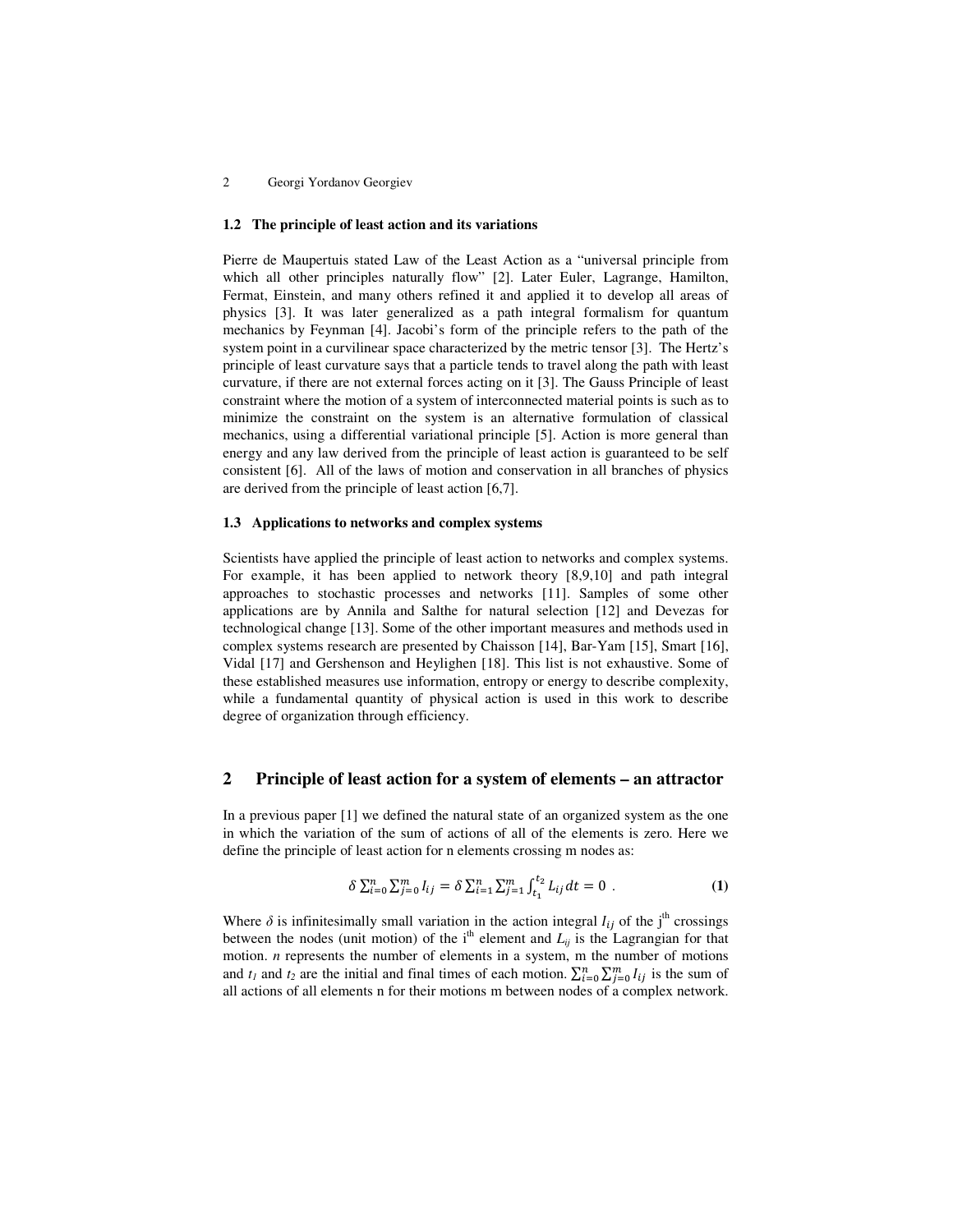### 1.2 The principle of least action and its variations

Pierre de Maupertuis stated Law of the Least Action as a "universal principle from which all other principles naturally flow" [2]. Later Euler, Lagrange, Hamilton, Fermat, Einstein, and many others refined it and applied it to develop all areas of physics [3]. It was later generalized as a path integral formalism for quantum mechanics by Feynman [4]. Jacobi's form of the principle refers to the path of the system point in a curvilinear space characterized by the metric tensor [3]. The Hertz's principle of least curvature says that a particle tends to travel along the path with least curvature, if there are not external forces acting on it [3]. The Gauss Principle of least constraint where the motion of a system of interconnected material points is such as to minimize the constraint on the system is an alternative formulation of classical mechanics, using a differential variational principle [5]. Action is more general than energy and any law derived from the principle of least action is guaranteed to be self consistent [6]. All of the laws of motion and conservation in all branches of physics are derived from the principle of least action [6,7].

### 1.3 Applications to networks and complex systems

Scientists have applied the principle of least action to networks and complex systems. For example, it has been applied to network theory [8,9,10] and path integral approaches to stochastic processes and networks [11]. Samples of some other applications are by Annila and Salthe for natural selection [12] and Devezas for technological change [13]. Some of the other important measures and methods used in complex systems research are presented by Chaisson [14], Bar-Yam [15], Smart [16], Vidal [17] and Gershenson and Heylighen [18]. This list is not exhaustive. Some of these established measures use information, entropy or energy to describe complexity, while a fundamental quantity of physical action is used in this work to describe degree of organization through efficiency.

## 2 Principle of least action for a system of elements – an attractor

In a previous paper [1] we defined the natural state of an organized system as the one in which the variation of the sum of actions of all of the elements is zero. Here we define the principle of least action for n elements crossing m nodes as:

$$\delta \sum_{i=0}^{n} \sum_{j=0}^{m} I_{ij} = \delta \sum_{i=1}^{n} \sum_{j=1}^{m} \int_{t_1}^{t_2} L_{ij}\, dt = 0 \ . \qquad \textbf{(1)}$$

Where $\delta$ is infinitesimally small variation in the action integral $I_{ij}$ of the j[th] crossings between the nodes (unit motion) of the i[th] element and $L_{ij}$ is the Lagrangian for that motion. *n* represents the number of elements in a system, m the number of motions and $t_1$ and $t_2$ are the initial and final times of each motion. $\sum_{i=0}^{n} \sum_{j=0}^{m} I_{ij}$ is the sum of all actions of all elements n for their motions m between nodes of a complex network.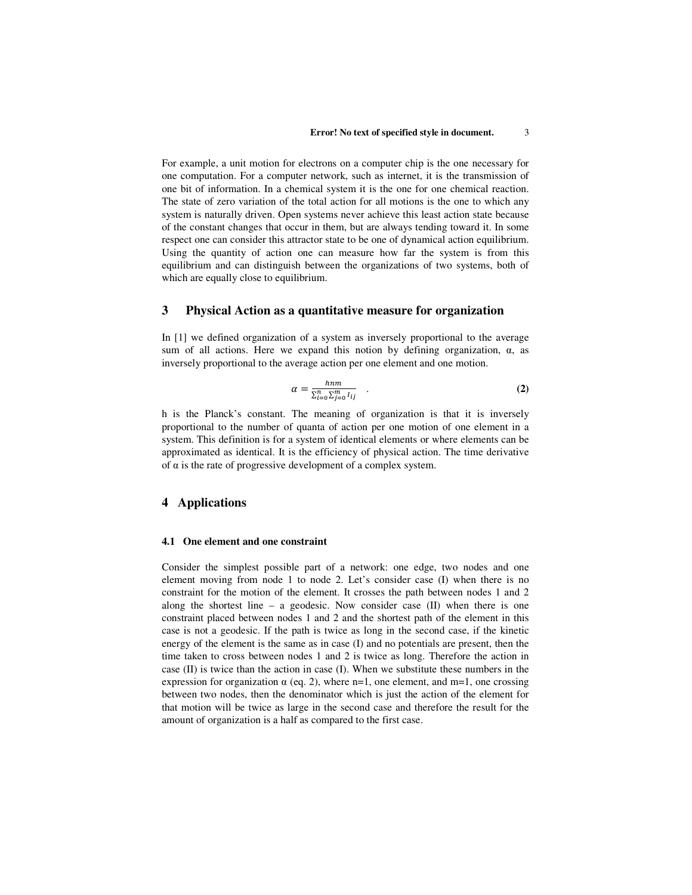For example, a unit motion for electrons on a computer chip is the one necessary for one computation. For a computer network, such as internet, it is the transmission of one bit of information. In a chemical system it is the one for one chemical reaction. The state of zero variation of the total action for all motions is the one to which any system is naturally driven. Open systems never achieve this least action state because of the constant changes that occur in them, but are always tending toward it. In some respect one can consider this attractor state to be one of dynamical action equilibrium. Using the quantity of action one can measure how far the system is from this equilibrium and can distinguish between the organizations of two systems, both of which are equally close to equilibrium.

## 3 Physical Action as a quantitative measure for organization

In [1] we defined organization of a system as inversely proportional to the average sum of all actions. Here we expand this notion by defining organization, α, as inversely proportional to the average action per one element and one motion.

$$\alpha = \frac{hnm}{\sum_{i=0}^{n}\sum_{j=0}^{m} I_{ij}} \quad . \tag{2}$$

h is the Planck's constant. The meaning of organization is that it is inversely proportional to the number of quanta of action per one motion of one element in a system. This definition is for a system of identical elements or where elements can be approximated as identical. It is the efficiency of physical action. The time derivative of α is the rate of progressive development of a complex system.

## 4 Applications

### 4.1 One element and one constraint

Consider the simplest possible part of a network: one edge, two nodes and one element moving from node 1 to node 2. Let's consider case (I) when there is no constraint for the motion of the element. It crosses the path between nodes 1 and 2 along the shortest line – a geodesic. Now consider case (II) when there is one constraint placed between nodes 1 and 2 and the shortest path of the element in this case is not a geodesic. If the path is twice as long in the second case, if the kinetic energy of the element is the same as in case (I) and no potentials are present, then the time taken to cross between nodes 1 and 2 is twice as long. Therefore the action in case (II) is twice than the action in case (I). When we substitute these numbers in the expression for organization α (eq. 2), where n=1, one element, and m=1, one crossing between two nodes, then the denominator which is just the action of the element for that motion will be twice as large in the second case and therefore the result for the amount of organization is a half as compared to the first case.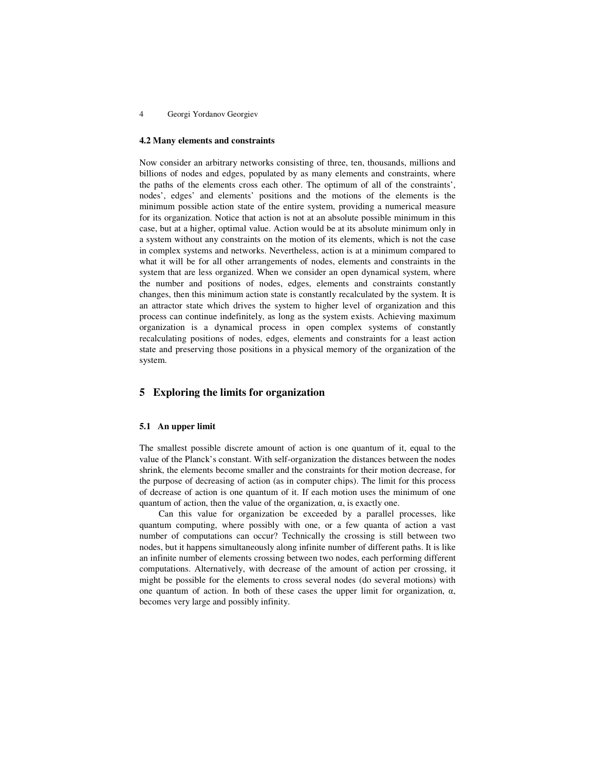### 4.2 Many elements and constraints

Now consider an arbitrary networks consisting of three, ten, thousands, millions and billions of nodes and edges, populated by as many elements and constraints, where the paths of the elements cross each other. The optimum of all of the constraints', nodes', edges' and elements' positions and the motions of the elements is the minimum possible action state of the entire system, providing a numerical measure for its organization. Notice that action is not at an absolute possible minimum in this case, but at a higher, optimal value. Action would be at its absolute minimum only in a system without any constraints on the motion of its elements, which is not the case in complex systems and networks. Nevertheless, action is at a minimum compared to what it will be for all other arrangements of nodes, elements and constraints in the system that are less organized. When we consider an open dynamical system, where the number and positions of nodes, edges, elements and constraints constantly changes, then this minimum action state is constantly recalculated by the system. It is an attractor state which drives the system to higher level of organization and this process can continue indefinitely, as long as the system exists. Achieving maximum organization is a dynamical process in open complex systems of constantly recalculating positions of nodes, edges, elements and constraints for a least action state and preserving those positions in a physical memory of the organization of the system.

## 5 Exploring the limits for organization

### 5.1 An upper limit

The smallest possible discrete amount of action is one quantum of it, equal to the value of the Planck's constant. With self-organization the distances between the nodes shrink, the elements become smaller and the constraints for their motion decrease, for the purpose of decreasing of action (as in computer chips). The limit for this process of decrease of action is one quantum of it. If each motion uses the minimum of one quantum of action, then the value of the organization, $\alpha$, is exactly one.

Can this value for organization be exceeded by a parallel processes, like quantum computing, where possibly with one, or a few quanta of action a vast number of computations can occur? Technically the crossing is still between two nodes, but it happens simultaneously along infinite number of different paths. It is like an infinite number of elements crossing between two nodes, each performing different computations. Alternatively, with decrease of the amount of action per crossing, it might be possible for the elements to cross several nodes (do several motions) with one quantum of action. In both of these cases the upper limit for organization, $\alpha$, becomes very large and possibly infinity.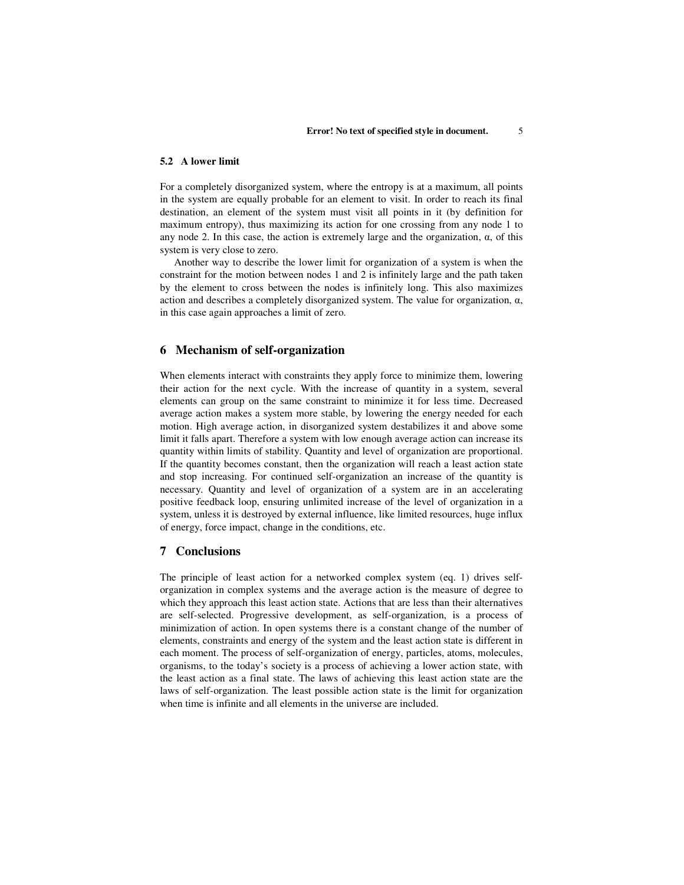### 5.2 A lower limit

For a completely disorganized system, where the entropy is at a maximum, all points in the system are equally probable for an element to visit. In order to reach its final destination, an element of the system must visit all points in it (by definition for maximum entropy), thus maximizing its action for one crossing from any node 1 to any node 2. In this case, the action is extremely large and the organization, $\alpha$, of this system is very close to zero.

Another way to describe the lower limit for organization of a system is when the constraint for the motion between nodes 1 and 2 is infinitely large and the path taken by the element to cross between the nodes is infinitely long. This also maximizes action and describes a completely disorganized system. The value for organization, $\alpha$, in this case again approaches a limit of zero.

## 6 Mechanism of self-organization

When elements interact with constraints they apply force to minimize them, lowering their action for the next cycle. With the increase of quantity in a system, several elements can group on the same constraint to minimize it for less time. Decreased average action makes a system more stable, by lowering the energy needed for each motion. High average action, in disorganized system destabilizes it and above some limit it falls apart. Therefore a system with low enough average action can increase its quantity within limits of stability. Quantity and level of organization are proportional. If the quantity becomes constant, then the organization will reach a least action state and stop increasing. For continued self-organization an increase of the quantity is necessary. Quantity and level of organization of a system are in an accelerating positive feedback loop, ensuring unlimited increase of the level of organization in a system, unless it is destroyed by external influence, like limited resources, huge influx of energy, force impact, change in the conditions, etc.

## 7 Conclusions

The principle of least action for a networked complex system (eq. 1) drives self-organization in complex systems and the average action is the measure of degree to which they approach this least action state. Actions that are less than their alternatives are self-selected. Progressive development, as self-organization, is a process of minimization of action. In open systems there is a constant change of the number of elements, constraints and energy of the system and the least action state is different in each moment. The process of self-organization of energy, particles, atoms, molecules, organisms, to the today's society is a process of achieving a lower action state, with the least action as a final state. The laws of achieving this least action state are the laws of self-organization. The least possible action state is the limit for organization when time is infinite and all elements in the universe are included.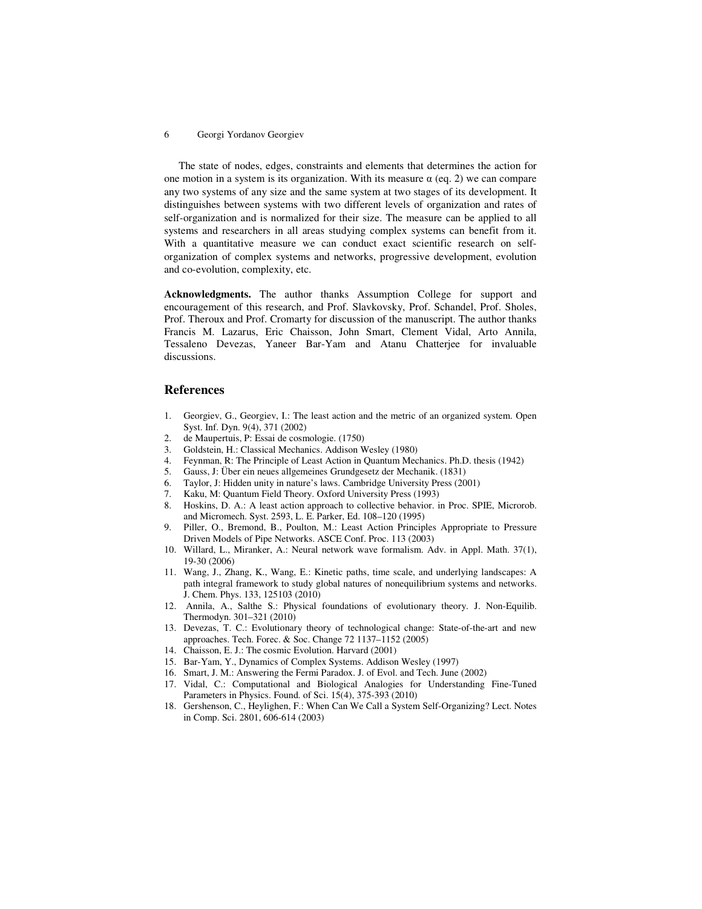The state of nodes, edges, constraints and elements that determines the action for one motion in a system is its organization. With its measure $\alpha$ (eq. 2) we can compare any two systems of any size and the same system at two stages of its development. It distinguishes between systems with two different levels of organization and rates of self-organization and is normalized for their size. The measure can be applied to all systems and researchers in all areas studying complex systems can benefit from it. With a quantitative measure we can conduct exact scientific research on self-organization of complex systems and networks, progressive development, evolution and co-evolution, complexity, etc.

**Acknowledgments.** The author thanks Assumption College for support and encouragement of this research, and Prof. Slavkovsky, Prof. Schandel, Prof. Sholes, Prof. Theroux and Prof. Cromarty for discussion of the manuscript. The author thanks Francis M. Lazarus, Eric Chaisson, John Smart, Clement Vidal, Arto Annila, Tessaleno Devezas, Yaneer Bar-Yam and Atanu Chatterjee for invaluable discussions.

## References

1. Georgiev, G., Georgiev, I.: The least action and the metric of an organized system. Open Syst. Inf. Dyn. 9(4), 371 (2002)
2. de Maupertuis, P: Essai de cosmologie. (1750)
3. Goldstein, H.: Classical Mechanics. Addison Wesley (1980)
4. Feynman, R: The Principle of Least Action in Quantum Mechanics. Ph.D. thesis (1942)
5. Gauss, J: Über ein neues allgemeines Grundgesetz der Mechanik. (1831)
6. Taylor, J: Hidden unity in nature's laws. Cambridge University Press (2001)
7. Kaku, M: Quantum Field Theory. Oxford University Press (1993)
8. Hoskins, D. A.: A least action approach to collective behavior. in Proc. SPIE, Microrob. and Micromech. Syst. 2593, L. E. Parker, Ed. 108–120 (1995)
9. Piller, O., Bremond, B., Poulton, M.: Least Action Principles Appropriate to Pressure Driven Models of Pipe Networks. ASCE Conf. Proc. 113 (2003)
10. Willard, L., Miranker, A.: Neural network wave formalism. Adv. in Appl. Math. 37(1), 19-30 (2006)
11. Wang, J., Zhang, K., Wang, E.: Kinetic paths, time scale, and underlying landscapes: A path integral framework to study global natures of nonequilibrium systems and networks. J. Chem. Phys. 133, 125103 (2010)
12. Annila, A., Salthe S.: Physical foundations of evolutionary theory. J. Non-Equilib. Thermodyn. 301–321 (2010)
13. Devezas, T. C.: Evolutionary theory of technological change: State-of-the-art and new approaches. Tech. Forec. & Soc. Change 72 1137–1152 (2005)
14. Chaisson, E. J.: The cosmic Evolution. Harvard (2001)
15. Bar-Yam, Y., Dynamics of Complex Systems. Addison Wesley (1997)
16. Smart, J. M.: Answering the Fermi Paradox. J. of Evol. and Tech. June (2002)
17. Vidal, C.: Computational and Biological Analogies for Understanding Fine-Tuned Parameters in Physics. Found. of Sci. 15(4), 375-393 (2010)
18. Gershenson, C., Heylighen, F.: When Can We Call a System Self-Organizing? Lect. Notes in Comp. Sci. 2801, 606-614 (2003)